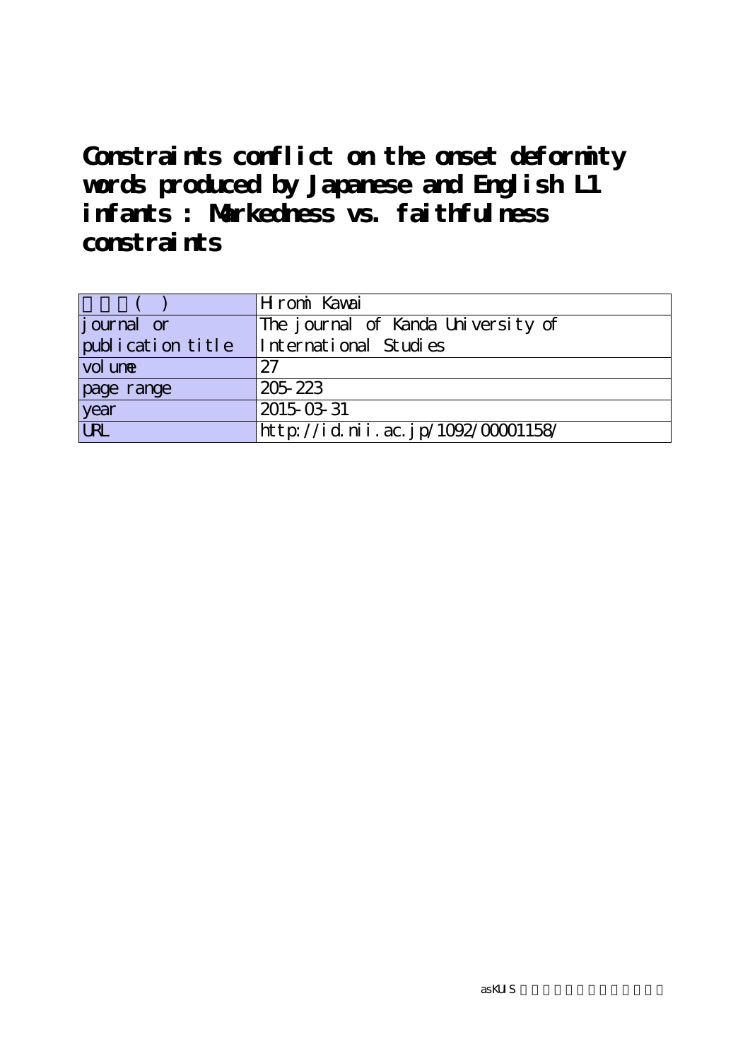# Constraints conflict on the onset deformity words produced by Japanese and English L1 infants : Markedness vs. faithfulness constraints

| | |
|---|---|
| 著者名(英) | Hiromi Kawai |
| journal or publication title | The journal of Kanda University of International Studies |
| volume | 27 |
| page range | 205-223 |
| year | 2015-03-31 |
| URL | http://id.nii.ac.jp/1092/00001158/ |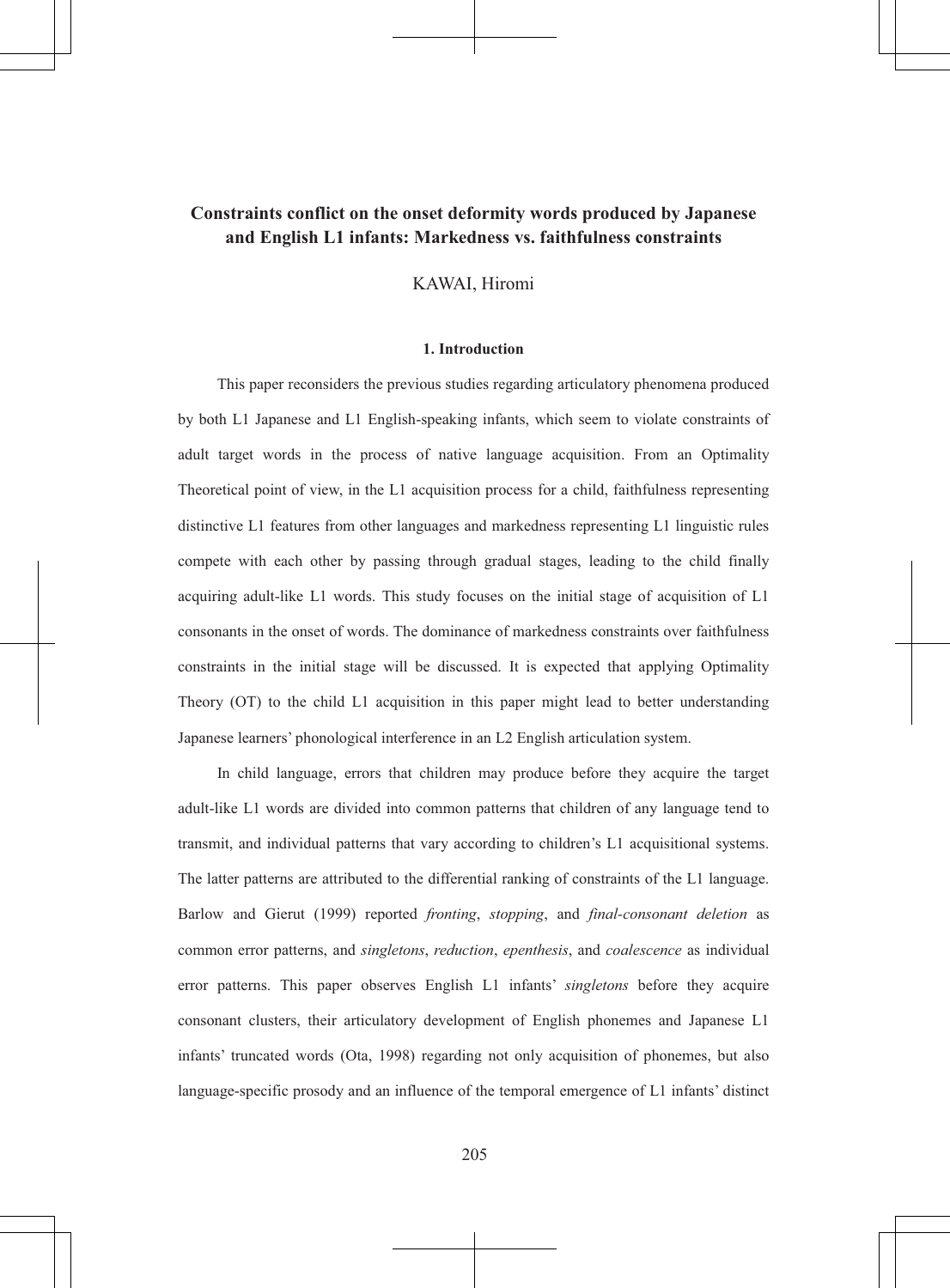# Constraints conflict on the onset deformity words produced by Japanese and English L1 infants: Markedness vs. faithfulness constraints

KAWAI, Hiromi

## 1. Introduction

This paper reconsiders the previous studies regarding articulatory phenomena produced by both L1 Japanese and L1 English-speaking infants, which seem to violate constraints of adult target words in the process of native language acquisition. From an Optimality Theoretical point of view, in the L1 acquisition process for a child, faithfulness representing distinctive L1 features from other languages and markedness representing L1 linguistic rules compete with each other by passing through gradual stages, leading to the child finally acquiring adult-like L1 words. This study focuses on the initial stage of acquisition of L1 consonants in the onset of words. The dominance of markedness constraints over faithfulness constraints in the initial stage will be discussed. It is expected that applying Optimality Theory (OT) to the child L1 acquisition in this paper might lead to better understanding Japanese learners' phonological interference in an L2 English articulation system.

In child language, errors that children may produce before they acquire the target adult-like L1 words are divided into common patterns that children of any language tend to transmit, and individual patterns that vary according to children's L1 acquisitional systems. The latter patterns are attributed to the differential ranking of constraints of the L1 language. Barlow and Gierut (1999) reported *fronting*, *stopping*, and *final-consonant deletion* as common error patterns, and *singletons*, *reduction*, *epenthesis*, and *coalescence* as individual error patterns. This paper observes English L1 infants' *singletons* before they acquire consonant clusters, their articulatory development of English phonemes and Japanese L1 infants' truncated words (Ota, 1998) regarding not only acquisition of phonemes, but also language-specific prosody and an influence of the temporal emergence of L1 infants' distinct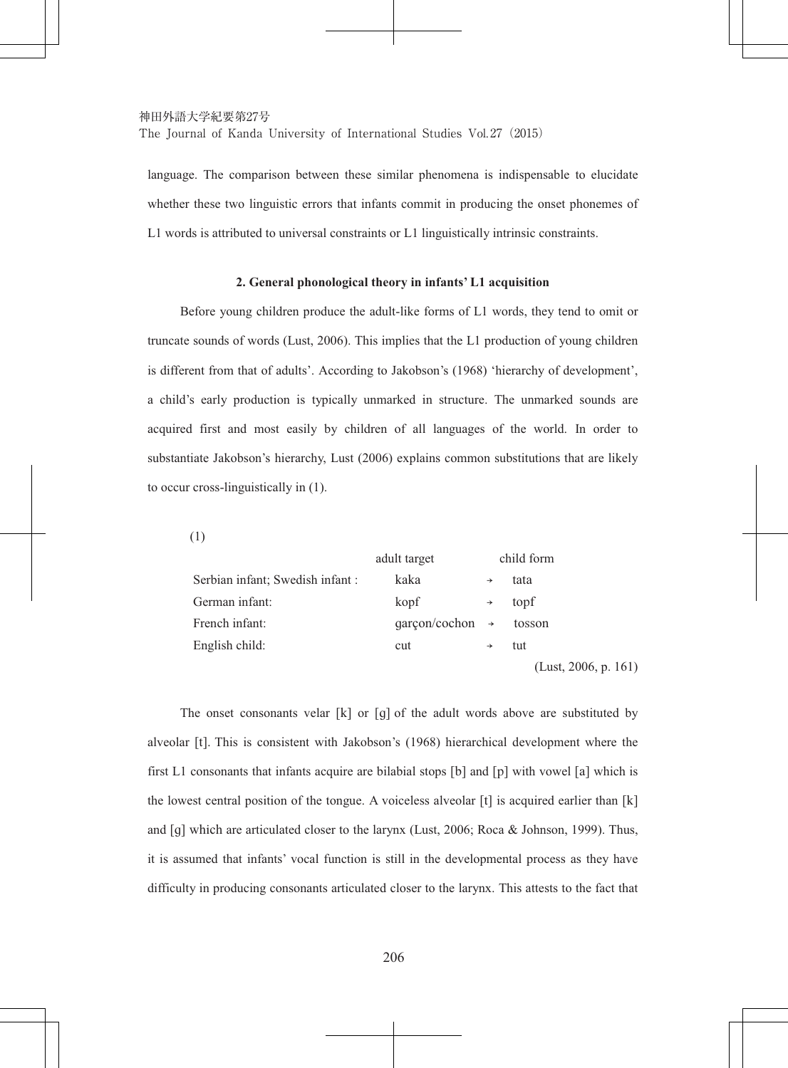language. The comparison between these similar phenomena is indispensable to elucidate whether these two linguistic errors that infants commit in producing the onset phonemes of L1 words is attributed to universal constraints or L1 linguistically intrinsic constraints.

### 2. General phonological theory in infants' L1 acquisition

Before young children produce the adult-like forms of L1 words, they tend to omit or truncate sounds of words (Lust, 2006). This implies that the L1 production of young children is different from that of adults'. According to Jakobson's (1968) 'hierarchy of development', a child's early production is typically unmarked in structure. The unmarked sounds are acquired first and most easily by children of all languages of the world. In order to substantiate Jakobson's hierarchy, Lust (2006) explains common substitutions that are likely to occur cross-linguistically in (1).

(1)

| | adult target | | child form |
|---|---|---|---|
| Serbian infant; Swedish infant : | kaka | → | tata |
| German infant: | kopf | → | topf |
| French infant: | garçon/cochon | → | tosson |
| English child: | cut | → | tut |

(Lust, 2006, p. 161)

The onset consonants velar [k] or [g] of the adult words above are substituted by alveolar [t]. This is consistent with Jakobson's (1968) hierarchical development where the first L1 consonants that infants acquire are bilabial stops [b] and [p] with vowel [a] which is the lowest central position of the tongue. A voiceless alveolar [t] is acquired earlier than [k] and [g] which are articulated closer to the larynx (Lust, 2006; Roca & Johnson, 1999). Thus, it is assumed that infants' vocal function is still in the developmental process as they have difficulty in producing consonants articulated closer to the larynx. This attests to the fact that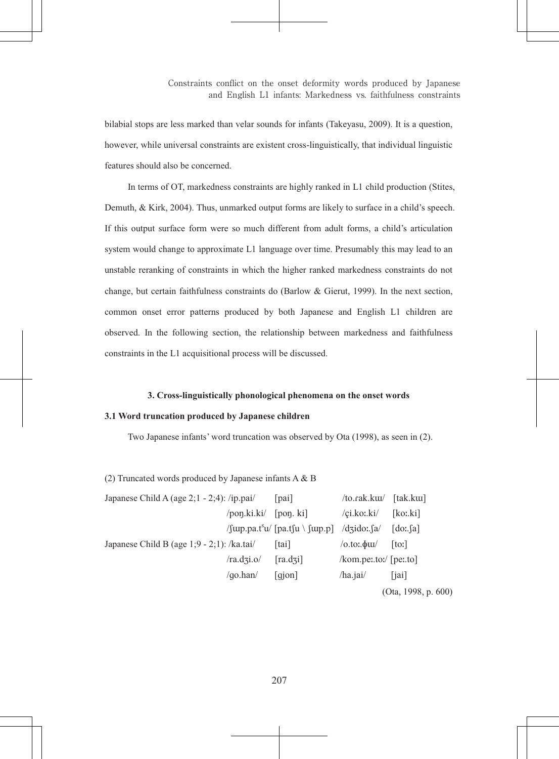bilabial stops are less marked than velar sounds for infants (Takeyasu, 2009). It is a question, however, while universal constraints are existent cross-linguistically, that individual linguistic features should also be concerned.

In terms of OT, markedness constraints are highly ranked in L1 child production (Stites, Demuth, & Kirk, 2004). Thus, unmarked output forms are likely to surface in a child's speech. If this output surface form were so much different from adult forms, a child's articulation system would change to approximate L1 language over time. Presumably this may lead to an unstable reranking of constraints in which the higher ranked markedness constraints do not change, but certain faithfulness constraints do (Barlow & Gierut, 1999). In the next section, common onset error patterns produced by both Japanese and English L1 children are observed. In the following section, the relationship between markedness and faithfulness constraints in the L1 acquisitional process will be discussed.

#### 3. Cross-linguistically phonological phenomena on the onset words

### 3.1 Word truncation produced by Japanese children

Two Japanese infants' word truncation was observed by Ota (1998), as seen in (2).

(2) Truncated words produced by Japanese infants A & B

| | | | | |
|---|---|---|---|---|
| Japanese Child A (age 2;1 - 2;4): | /ip.pai/ | [pai] | /to.ɾak.kɯ/ | [tak.kɯ] |
| | /poŋ.ki.ki/ | [poŋ. ki] | /çi.koː.ki/ | [koː.ki] |
| | /ʃɯp.pa.tˢu/ | [pa.tʃu \ ʃɯp.p] | /dʒidoː.ʃa/ | [doː.ʃa] |
| Japanese Child B (age 1;9 - 2;1): | /ka.tai/ | [tai] | /o.toː.ɸɯ/ | [toː] |
| | /ra.dʒi.o/ | [ra.dʒi] | /kom.peː.toː/ | [peː.to] |
| | /go.han/ | [gjon] | /ha.jai/ | [jai] |

(Ota, 1998, p. 600)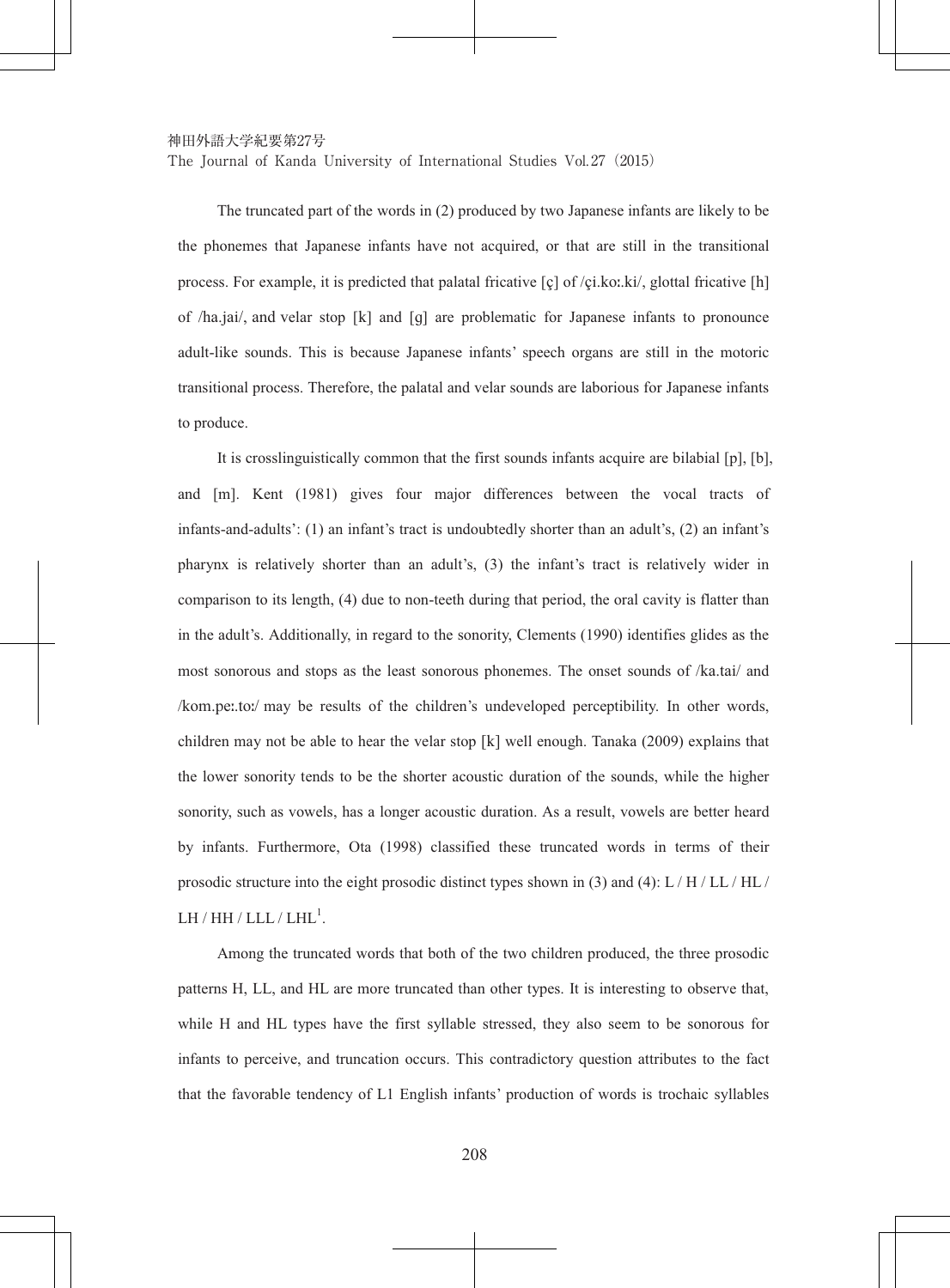The truncated part of the words in (2) produced by two Japanese infants are likely to be the phonemes that Japanese infants have not acquired, or that are still in the transitional process. For example, it is predicted that palatal fricative [ç] of /çi.koː.ki/, glottal fricative [h] of /ha.jai/, and velar stop [k] and [g] are problematic for Japanese infants to pronounce adult-like sounds. This is because Japanese infants' speech organs are still in the motoric transitional process. Therefore, the palatal and velar sounds are laborious for Japanese infants to produce.

It is crosslinguistically common that the first sounds infants acquire are bilabial [p], [b], and [m]. Kent (1981) gives four major differences between the vocal tracts of infants-and-adults': (1) an infant's tract is undoubtedly shorter than an adult's, (2) an infant's pharynx is relatively shorter than an adult's, (3) the infant's tract is relatively wider in comparison to its length, (4) due to non-teeth during that period, the oral cavity is flatter than in the adult's. Additionally, in regard to the sonority, Clements (1990) identifies glides as the most sonorous and stops as the least sonorous phonemes. The onset sounds of /ka.tai/ and /kom.peː.toː/ may be results of the children's undeveloped perceptibility. In other words, children may not be able to hear the velar stop [k] well enough. Tanaka (2009) explains that the lower sonority tends to be the shorter acoustic duration of the sounds, while the higher sonority, such as vowels, has a longer acoustic duration. As a result, vowels are better heard by infants. Furthermore, Ota (1998) classified these truncated words in terms of their prosodic structure into the eight prosodic distinct types shown in (3) and (4): L / H / LL / HL / LH / HH / LLL / LHL[1].

Among the truncated words that both of the two children produced, the three prosodic patterns H, LL, and HL are more truncated than other types. It is interesting to observe that, while H and HL types have the first syllable stressed, they also seem to be sonorous for infants to perceive, and truncation occurs. This contradictory question attributes to the fact that the favorable tendency of L1 English infants' production of words is trochaic syllables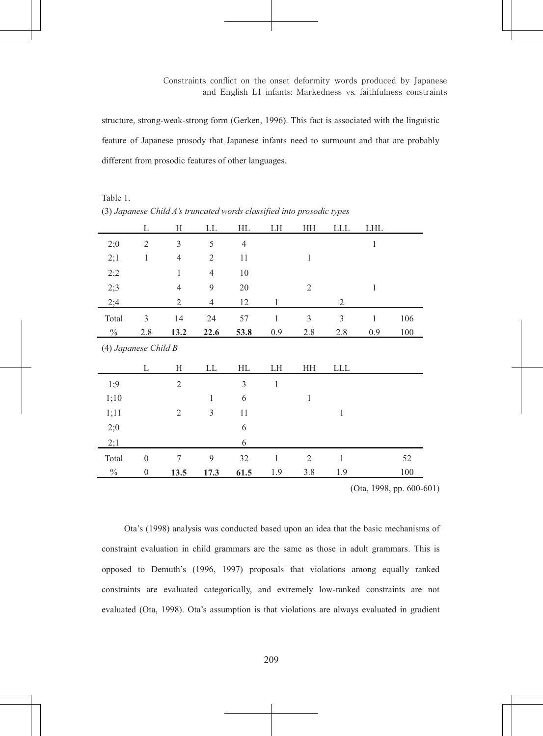structure, strong-weak-strong form (Gerken, 1996). This fact is associated with the linguistic feature of Japanese prosody that Japanese infants need to surmount and that are probably different from prosodic features of other languages.

Table 1.

(3) *Japanese Child A's truncated words classified into prosodic types*

| | L | H | LL | HL | LH | HH | LLL | LHL | |
|---|---|---|---|---|---|---|---|---|---|
| 2;0 | 2 | 3 | 5 | 4 | | | | 1 | |
| 2;1 | 1 | 4 | 2 | 11 | | 1 | | | |
| 2;2 | | 1 | 4 | 10 | | | | | |
| 2;3 | | 4 | 9 | 20 | | 2 | | 1 | |
| 2;4 | | 2 | 4 | 12 | 1 | | 2 | | |
| Total | 3 | 14 | 24 | 57 | 1 | 3 | 3 | 1 | 106 |
| % | 2.8 | **13.2** | **22.6** | **53.8** | 0.9 | 2.8 | 2.8 | 0.9 | 100 |

(4) *Japanese Child B*

| | L | H | LL | HL | LH | HH | LLL | |
|---|---|---|---|---|---|---|---|---|
| 1;9 | | 2 | | 3 | 1 | | | |
| 1;10 | | | 1 | 6 | | 1 | | |
| 1;11 | | 2 | 3 | 11 | | | 1 | |
| 2;0 | | | | 6 | | | | |
| 2;1 | | | | 6 | | | | |
| Total | 0 | 7 | 9 | 32 | 1 | 2 | 1 | 52 |
| % | 0 | **13.5** | **17.3** | **61.5** | 1.9 | 3.8 | 1.9 | 100 |

(Ota, 1998, pp. 600-601)

Ota's (1998) analysis was conducted based upon an idea that the basic mechanisms of constraint evaluation in child grammars are the same as those in adult grammars. This is opposed to Demuth's (1996, 1997) proposals that violations among equally ranked constraints are evaluated categorically, and extremely low-ranked constraints are not evaluated (Ota, 1998). Ota's assumption is that violations are always evaluated in gradient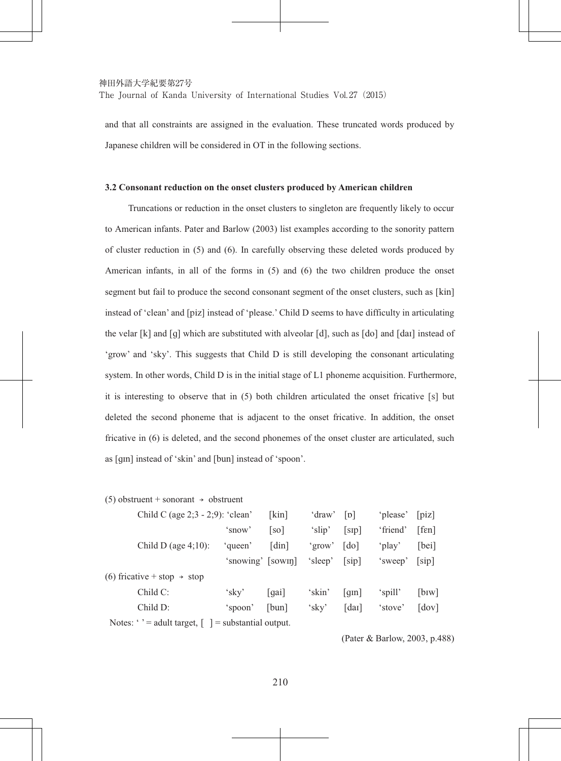and that all constraints are assigned in the evaluation. These truncated words produced by Japanese children will be considered in OT in the following sections.

### 3.2 Consonant reduction on the onset clusters produced by American children

Truncations or reduction in the onset clusters to singleton are frequently likely to occur to American infants. Pater and Barlow (2003) list examples according to the sonority pattern of cluster reduction in (5) and (6). In carefully observing these deleted words produced by American infants, in all of the forms in (5) and (6) the two children produce the onset segment but fail to produce the second consonant segment of the onset clusters, such as [kin] instead of 'clean' and [piz] instead of 'please.' Child D seems to have difficulty in articulating the velar [k] and [g] which are substituted with alveolar [d], such as [do] and [daɪ] instead of 'grow' and 'sky'. This suggests that Child D is still developing the consonant articulating system. In other words, Child D is in the initial stage of L1 phoneme acquisition. Furthermore, it is interesting to observe that in (5) both children articulated the onset fricative [s] but deleted the second phoneme that is adjacent to the onset fricative. In addition, the onset fricative in (6) is deleted, and the second phonemes of the onset cluster are articulated, such as [gɪn] instead of 'skin' and [bun] instead of 'spoon'.

(5) obstruent + sonorant → obstruent

| | | | | | | |
|---|---|---|---|---|---|---|
| Child C (age 2;3 - 2;9): | 'clean' | [kin] | 'draw' | [ɒ] | 'please' | [piz] |
| | 'snow' | [so] | 'slip' | [sɪp] | 'friend' | [fɛn] |
| Child D (age 4;10): | 'queen' | [din] | 'grow' | [do] | 'play' | [bei] |
| | 'snowing' | [sowɪŋ] | 'sleep' | [sip] | 'sweep' | [sip] |

(6) fricative + stop → stop

| | | | | | | |
|---|---|---|---|---|---|---|
| Child C: | 'sky' | [gai] | 'skin' | [gɪn] | 'spill' | [bɪw] |
| Child D: | 'spoon' | [bun] | 'sky' | [daɪ] | 'stove' | [dov] |

Notes: ' ' = adult target, [ ] = substantial output.

(Pater & Barlow, 2003, p.488)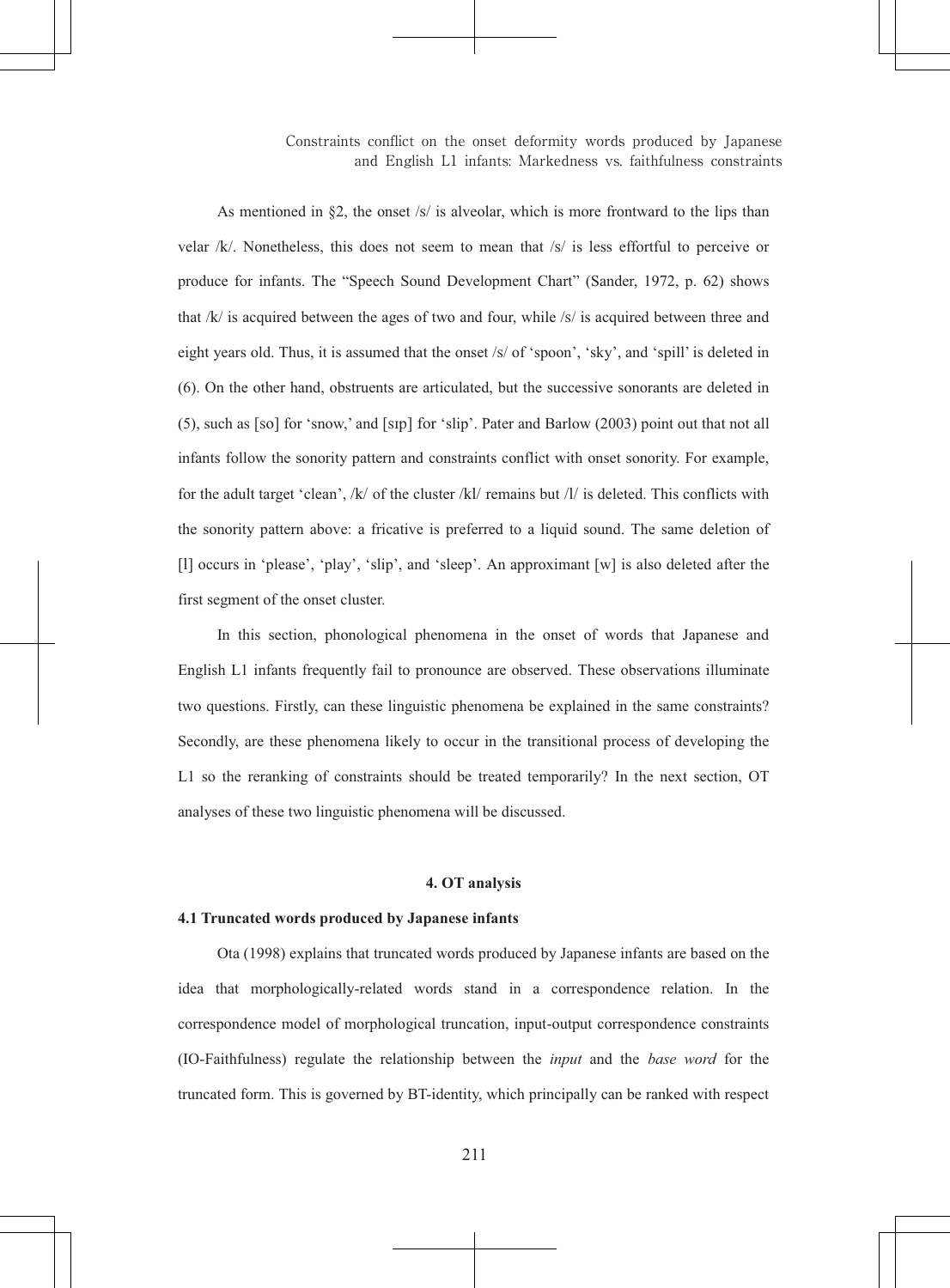As mentioned in §2, the onset /s/ is alveolar, which is more frontward to the lips than velar /k/. Nonetheless, this does not seem to mean that /s/ is less effortful to perceive or produce for infants. The "Speech Sound Development Chart" (Sander, 1972, p. 62) shows that /k/ is acquired between the ages of two and four, while /s/ is acquired between three and eight years old. Thus, it is assumed that the onset /s/ of 'spoon', 'sky', and 'spill' is deleted in (6). On the other hand, obstruents are articulated, but the successive sonorants are deleted in (5), such as [so] for 'snow,' and [sɪp] for 'slip'. Pater and Barlow (2003) point out that not all infants follow the sonority pattern and constraints conflict with onset sonority. For example, for the adult target 'clean', /k/ of the cluster /kl/ remains but /l/ is deleted. This conflicts with the sonority pattern above: a fricative is preferred to a liquid sound. The same deletion of [l] occurs in 'please', 'play', 'slip', and 'sleep'. An approximant [w] is also deleted after the first segment of the onset cluster.

In this section, phonological phenomena in the onset of words that Japanese and English L1 infants frequently fail to pronounce are observed. These observations illuminate two questions. Firstly, can these linguistic phenomena be explained in the same constraints? Secondly, are these phenomena likely to occur in the transitional process of developing the L1 so the reranking of constraints should be treated temporarily? In the next section, OT analyses of these two linguistic phenomena will be discussed.

## 4. OT analysis

### 4.1 Truncated words produced by Japanese infants

Ota (1998) explains that truncated words produced by Japanese infants are based on the idea that morphologically-related words stand in a correspondence relation. In the correspondence model of morphological truncation, input-output correspondence constraints (IO-Faithfulness) regulate the relationship between the *input* and the *base word* for the truncated form. This is governed by BT-identity, which principally can be ranked with respect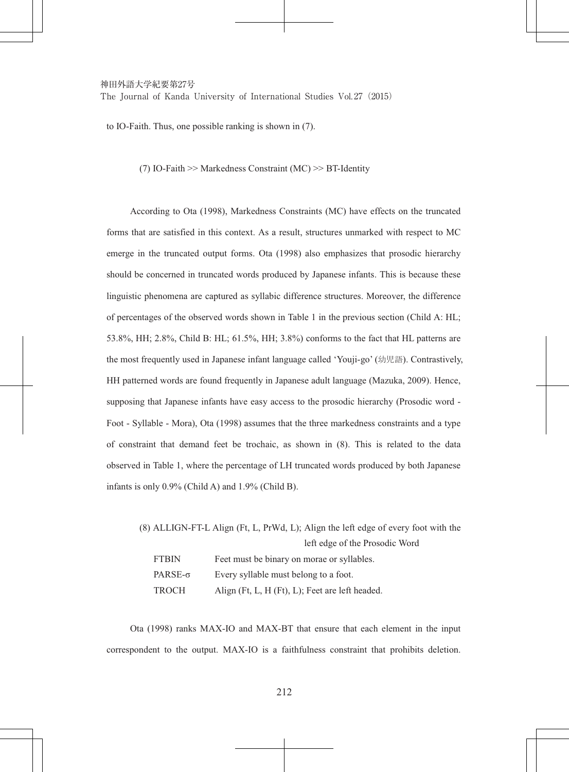to IO-Faith. Thus, one possible ranking is shown in (7).

(7) IO-Faith >> Markedness Constraint (MC) >> BT-Identity

According to Ota (1998), Markedness Constraints (MC) have effects on the truncated forms that are satisfied in this context. As a result, structures unmarked with respect to MC emerge in the truncated output forms. Ota (1998) also emphasizes that prosodic hierarchy should be concerned in truncated words produced by Japanese infants. This is because these linguistic phenomena are captured as syllabic difference structures. Moreover, the difference of percentages of the observed words shown in Table 1 in the previous section (Child A: HL; 53.8%, HH; 2.8%, Child B: HL; 61.5%, HH; 3.8%) conforms to the fact that HL patterns are the most frequently used in Japanese infant language called 'Youji-go' (幼児語). Contrastively, HH patterned words are found frequently in Japanese adult language (Mazuka, 2009). Hence, supposing that Japanese infants have easy access to the prosodic hierarchy (Prosodic word - Foot - Syllable - Mora), Ota (1998) assumes that the three markedness constraints and a type of constraint that demand feet be trochaic, as shown in (8). This is related to the data observed in Table 1, where the percentage of LH truncated words produced by both Japanese infants is only 0.9% (Child A) and 1.9% (Child B).

(8) ALLIGN-FT-L Align (Ft, L, PrWd, L); Align the left edge of every foot with the left edge of the Prosodic Word

| | |
|---|---|
| FTBIN | Feet must be binary on morae or syllables. |
| PARSE-σ | Every syllable must belong to a foot. |
| TROCH | Align (Ft, L, H (Ft), L); Feet are left headed. |

Ota (1998) ranks MAX-IO and MAX-BT that ensure that each element in the input correspondent to the output. MAX-IO is a faithfulness constraint that prohibits deletion.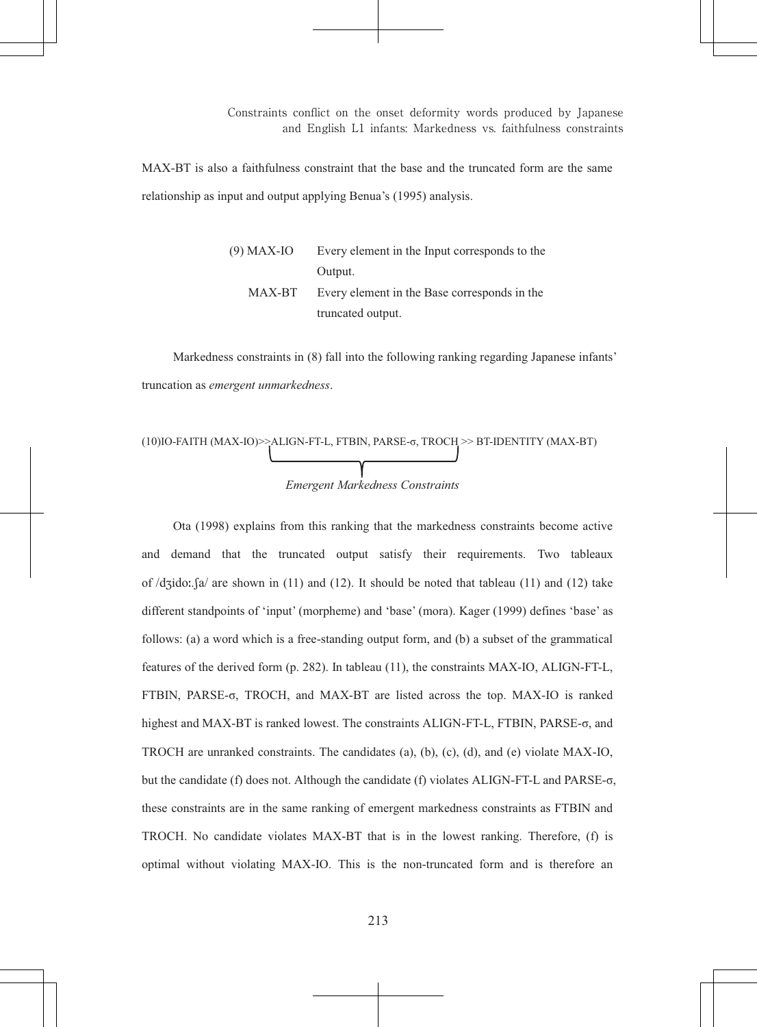MAX-BT is also a faithfulness constraint that the base and the truncated form are the same relationship as input and output applying Benua's (1995) analysis.

(9) MAX-IO Every element in the Input corresponds to the Output.

MAX-BT Every element in the Base corresponds in the truncated output.

Markedness constraints in (8) fall into the following ranking regarding Japanese infants' truncation as *emergent unmarkedness*.

(10) IO-FAITH (MAX-IO) >> ALIGN-FT-L, FTBIN, PARSE-σ, TROCH >> BT-IDENTITY (MAX-BT)

*Emergent Markedness Constraints* (ALIGN-FT-L, FTBIN, PARSE-σ, TROCH)

Ota (1998) explains from this ranking that the markedness constraints become active and demand that the truncated output satisfy their requirements. Two tableaux of /dʒidoː.ʃa/ are shown in (11) and (12). It should be noted that tableau (11) and (12) take different standpoints of 'input' (morpheme) and 'base' (mora). Kager (1999) defines 'base' as follows: (a) a word which is a free-standing output form, and (b) a subset of the grammatical features of the derived form (p. 282). In tableau (11), the constraints MAX-IO, ALIGN-FT-L, FTBIN, PARSE-σ, TROCH, and MAX-BT are listed across the top. MAX-IO is ranked highest and MAX-BT is ranked lowest. The constraints ALIGN-FT-L, FTBIN, PARSE-σ, and TROCH are unranked constraints. The candidates (a), (b), (c), (d), and (e) violate MAX-IO, but the candidate (f) does not. Although the candidate (f) violates ALIGN-FT-L and PARSE-σ, these constraints are in the same ranking of emergent markedness constraints as FTBIN and TROCH. No candidate violates MAX-BT that is in the lowest ranking. Therefore, (f) is optimal without violating MAX-IO. This is the non-truncated form and is therefore an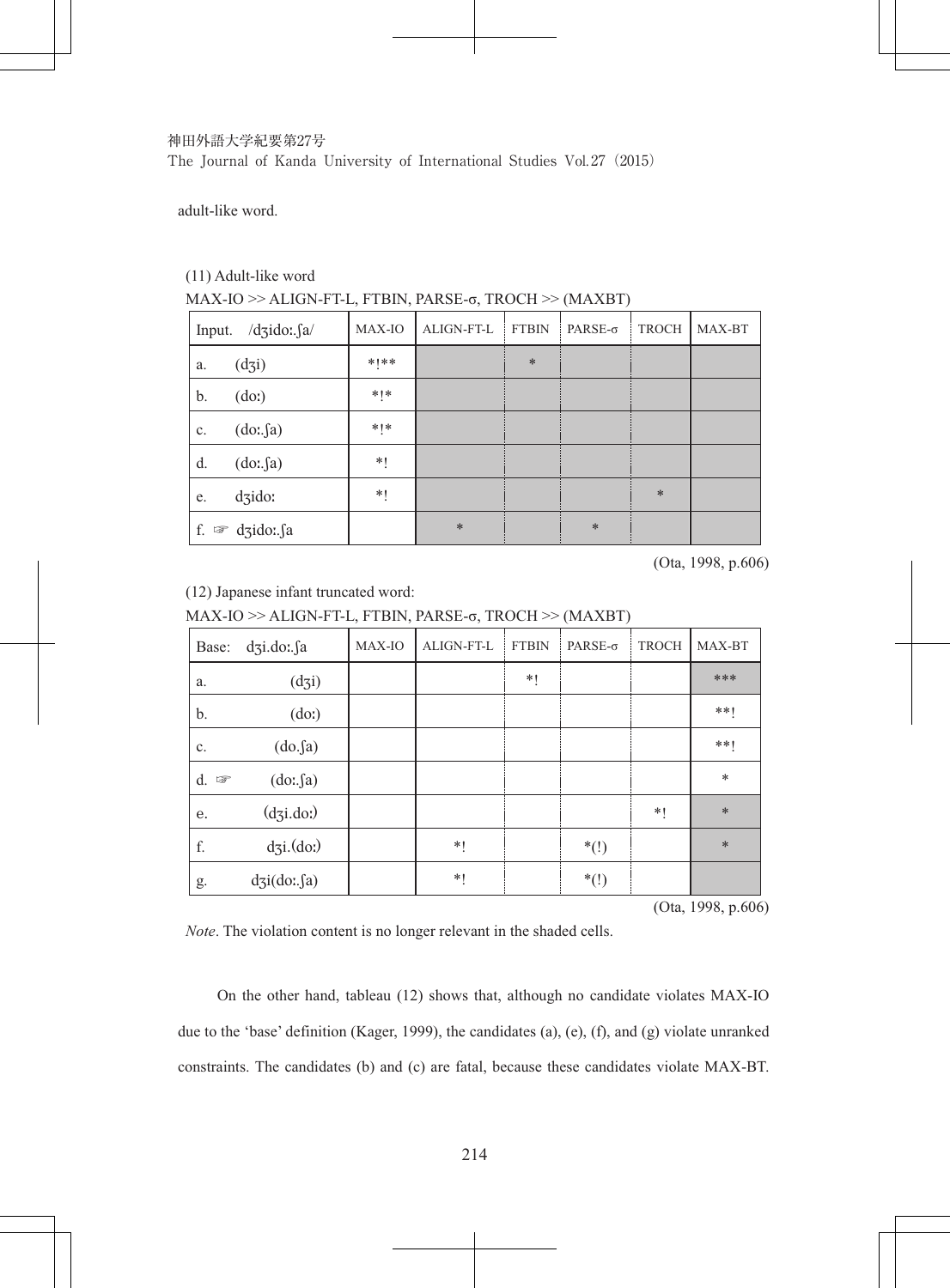adult-like word.

(11) Adult-like word

MAX-IO >> ALIGN-FT-L, FTBIN, PARSE-σ, TROCH >> (MAXBT)

| Input. /dʒidoː.ʃa/ | MAX-IO | ALIGN-FT-L | FTBIN | PARSE-σ | TROCH | MAX-BT |
|---|---|---|---|---|---|---|
| a. (dʒi) | *!** | | * | | | |
| b. (doː) | *!* | | | | | |
| c. (doː.ʃa) | *!* | | | | | |
| d. (doː.ʃa) | *! | | | | | |
| e. dʒidoː | *! | | | | * | |
| f. ☞ dʒidoː.ʃa | | * | | * | | |

(Ota, 1998, p.606)

(12) Japanese infant truncated word:

MAX-IO >> ALIGN-FT-L, FTBIN, PARSE-σ, TROCH >> (MAXBT)

| Base: dʒi.doː.ʃa | MAX-IO | ALIGN-FT-L | FTBIN | PARSE-σ | TROCH | MAX-BT |
|---|---|---|---|---|---|---|
| a. (dʒi) | | | *! | | | *** |
| b. (doː) | | | | | | **! |
| c. (do.ʃa) | | | | | | **! |
| d. ☞ (doː.ʃa) | | | | | | * |
| e. (dʒi.doː) | | | | | *! | * |
| f. dʒi.(doː) | | *! | | *(!) | | * |
| g. dʒi(doː.ʃa) | | *! | | *(!) | | |

(Ota, 1998, p.606)

*Note*. The violation content is no longer relevant in the shaded cells.

On the other hand, tableau (12) shows that, although no candidate violates MAX-IO due to the 'base' definition (Kager, 1999), the candidates (a), (e), (f), and (g) violate unranked constraints. The candidates (b) and (c) are fatal, because these candidates violate MAX-BT.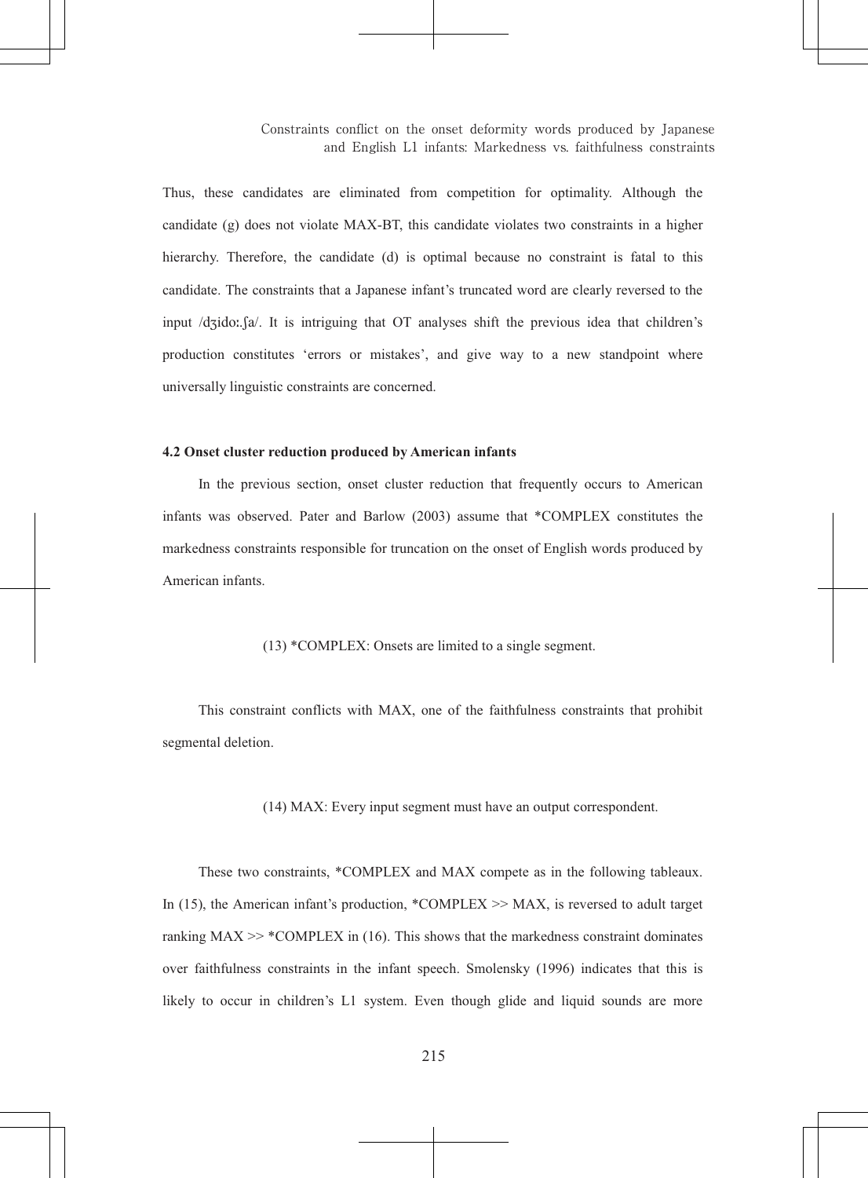Thus, these candidates are eliminated from competition for optimality. Although the candidate (g) does not violate MAX-BT, this candidate violates two constraints in a higher hierarchy. Therefore, the candidate (d) is optimal because no constraint is fatal to this candidate. The constraints that a Japanese infant's truncated word are clearly reversed to the input /dʒidoː.ʃa/. It is intriguing that OT analyses shift the previous idea that children's production constitutes 'errors or mistakes', and give way to a new standpoint where universally linguistic constraints are concerned.

### 4.2 Onset cluster reduction produced by American infants

In the previous section, onset cluster reduction that frequently occurs to American infants was observed. Pater and Barlow (2003) assume that *COMPLEX constitutes the markedness constraints responsible for truncation on the onset of English words produced by American infants.

(13) *COMPLEX: Onsets are limited to a single segment.

This constraint conflicts with MAX, one of the faithfulness constraints that prohibit segmental deletion.

(14) MAX: Every input segment must have an output correspondent.

These two constraints, *COMPLEX and MAX compete as in the following tableaux. In (15), the American infant's production, *COMPLEX >> MAX, is reversed to adult target ranking MAX >> *COMPLEX in (16). This shows that the markedness constraint dominates over faithfulness constraints in the infant speech. Smolensky (1996) indicates that this is likely to occur in children's L1 system. Even though glide and liquid sounds are more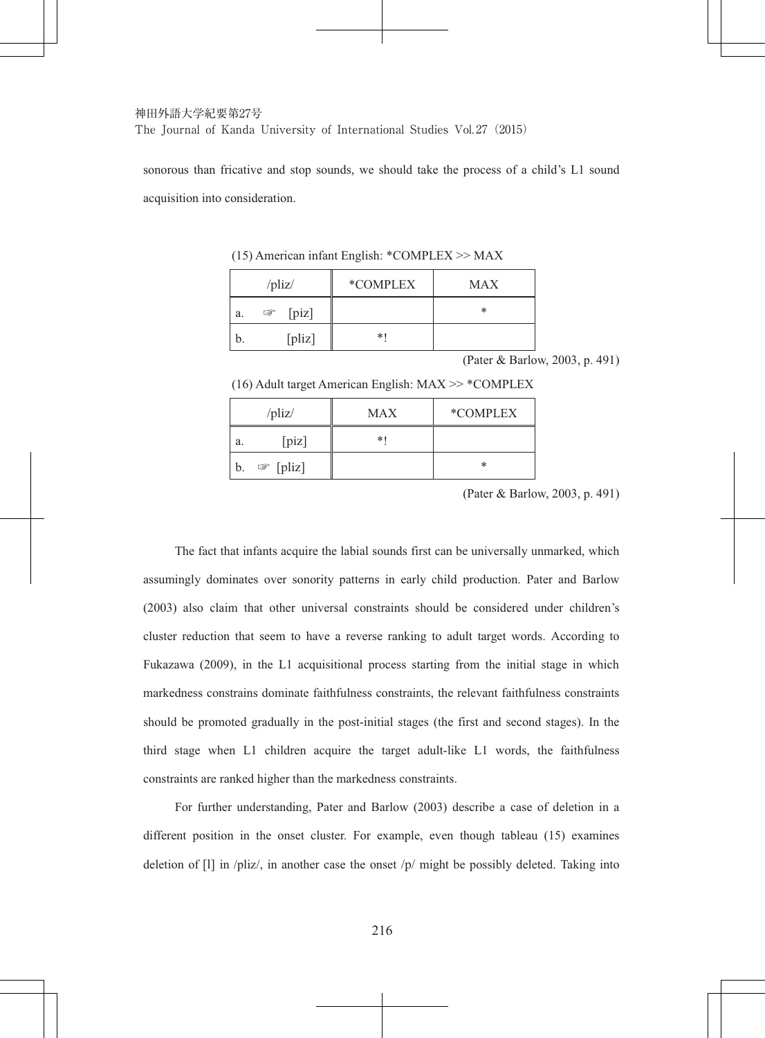sonorous than fricative and stop sounds, we should take the process of a child's L1 sound acquisition into consideration.

(15) American infant English: *COMPLEX >> MAX

| /pliz/ | *COMPLEX | MAX |
|---|---|---|
| a. ☞ [piz] | | * |
| b. [pliz] | *! | |

(Pater & Barlow, 2003, p. 491)

(16) Adult target American English: MAX >> *COMPLEX

| /pliz/ | MAX | *COMPLEX |
|---|---|---|
| a. [piz] | *! | |
| b. ☞ [pliz] | | * |

(Pater & Barlow, 2003, p. 491)

The fact that infants acquire the labial sounds first can be universally unmarked, which assumingly dominates over sonority patterns in early child production. Pater and Barlow (2003) also claim that other universal constraints should be considered under children's cluster reduction that seem to have a reverse ranking to adult target words. According to Fukazawa (2009), in the L1 acquisitional process starting from the initial stage in which markedness constrains dominate faithfulness constraints, the relevant faithfulness constraints should be promoted gradually in the post-initial stages (the first and second stages). In the third stage when L1 children acquire the target adult-like L1 words, the faithfulness constraints are ranked higher than the markedness constraints.

For further understanding, Pater and Barlow (2003) describe a case of deletion in a different position in the onset cluster. For example, even though tableau (15) examines deletion of [l] in /pliz/, in another case the onset /p/ might be possibly deleted. Taking into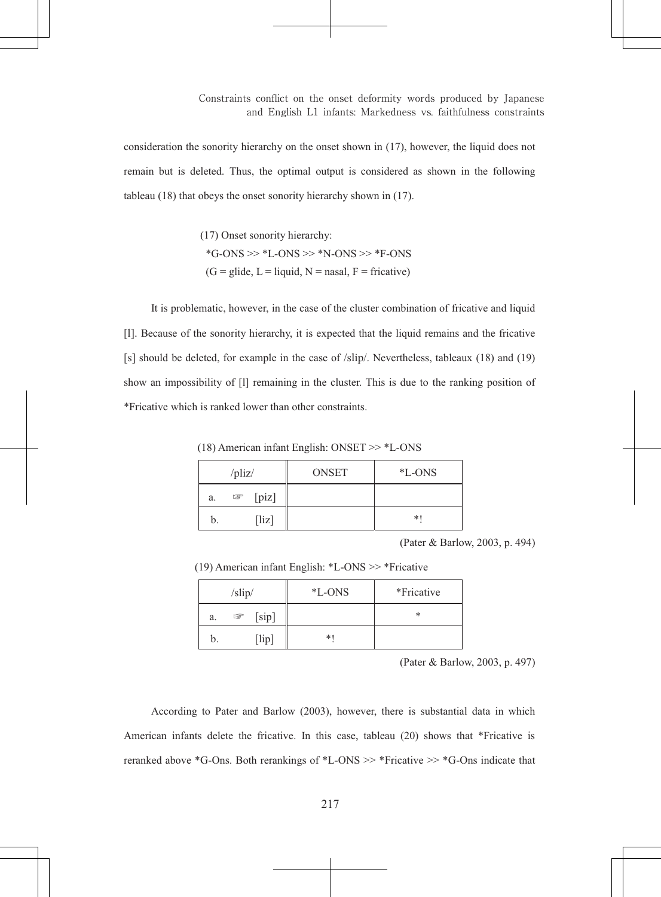consideration the sonority hierarchy on the onset shown in (17), however, the liquid does not remain but is deleted. Thus, the optimal output is considered as shown in the following tableau (18) that obeys the onset sonority hierarchy shown in (17).

(17) Onset sonority hierarchy:
*G-ONS >> *L-ONS >> *N-ONS >> *F-ONS
(G = glide, L = liquid, N = nasal, F = fricative)

It is problematic, however, in the case of the cluster combination of fricative and liquid [l]. Because of the sonority hierarchy, it is expected that the liquid remains and the fricative [s] should be deleted, for example in the case of /slip/. Nevertheless, tableaux (18) and (19) show an impossibility of [l] remaining in the cluster. This is due to the ranking position of *Fricative which is ranked lower than other constraints.

(18) American infant English: ONSET >> *L-ONS

| /pliz/ | ONSET | *L-ONS |
|---|---|---|
| a. ☞ [piz] | | |
| b. [liz] | | *! |

(Pater & Barlow, 2003, p. 494)

(19) American infant English: *L-ONS >> *Fricative

| /slip/ | *L-ONS | *Fricative |
|---|---|---|
| a. ☞ [sip] | | * |
| b. [lip] | *! | |

(Pater & Barlow, 2003, p. 497)

According to Pater and Barlow (2003), however, there is substantial data in which American infants delete the fricative. In this case, tableau (20) shows that *Fricative is reranked above *G-Ons. Both rerankings of *L-ONS >> *Fricative >> *G-Ons indicate that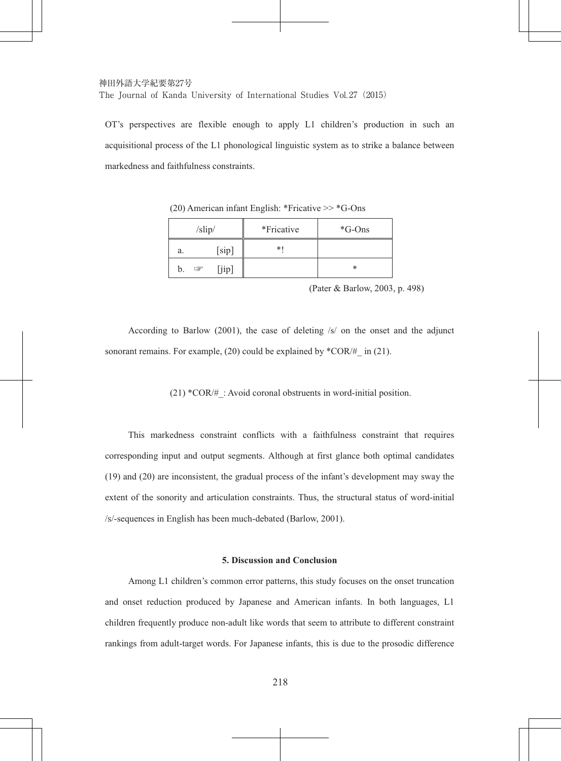OT's perspectives are flexible enough to apply L1 children's production in such an acquisitional process of the L1 phonological linguistic system as to strike a balance between markedness and faithfulness constraints.

(20) American infant English: *Fricative >> *G-Ons

| /slip/ | *Fricative | *G-Ons |
| --- | --- | --- |
| a. [sip] | *! | |
| b. ☞ [jip] | | * |

(Pater & Barlow, 2003, p. 498)

According to Barlow (2001), the case of deleting /s/ on the onset and the adjunct sonorant remains. For example, (20) could be explained by *COR/#_ in (21).

(21) *COR/#_: Avoid coronal obstruents in word-initial position.

This markedness constraint conflicts with a faithfulness constraint that requires corresponding input and output segments. Although at first glance both optimal candidates (19) and (20) are inconsistent, the gradual process of the infant's development may sway the extent of the sonority and articulation constraints. Thus, the structural status of word-initial /s/-sequences in English has been much-debated (Barlow, 2001).

## 5. Discussion and Conclusion

Among L1 children's common error patterns, this study focuses on the onset truncation and onset reduction produced by Japanese and American infants. In both languages, L1 children frequently produce non-adult like words that seem to attribute to different constraint rankings from adult-target words. For Japanese infants, this is due to the prosodic difference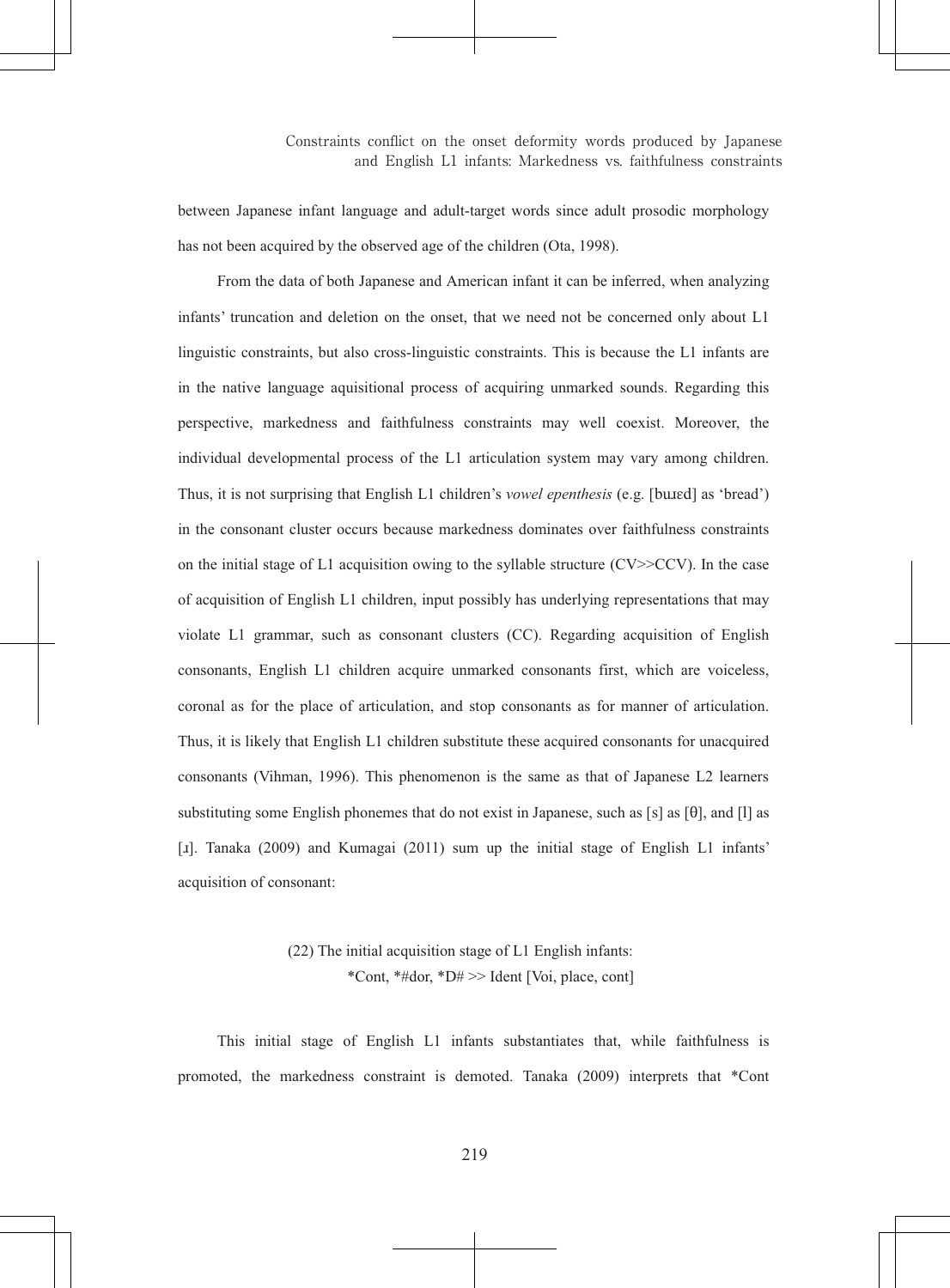between Japanese infant language and adult-target words since adult prosodic morphology has not been acquired by the observed age of the children (Ota, 1998).

From the data of both Japanese and American infant it can be inferred, when analyzing infants' truncation and deletion on the onset, that we need not be concerned only about L1 linguistic constraints, but also cross-linguistic constraints. This is because the L1 infants are in the native language aquisitional process of acquiring unmarked sounds. Regarding this perspective, markedness and faithfulness constraints may well coexist. Moreover, the individual developmental process of the L1 articulation system may vary among children. Thus, it is not surprising that English L1 children's *vowel epenthesis* (e.g. [buɹɛd] as 'bread') in the consonant cluster occurs because markedness dominates over faithfulness constraints on the initial stage of L1 acquisition owing to the syllable structure (CV>>CCV). In the case of acquisition of English L1 children, input possibly has underlying representations that may violate L1 grammar, such as consonant clusters (CC). Regarding acquisition of English consonants, English L1 children acquire unmarked consonants first, which are voiceless, coronal as for the place of articulation, and stop consonants as for manner of articulation. Thus, it is likely that English L1 children substitute these acquired consonants for unacquired consonants (Vihman, 1996). This phenomenon is the same as that of Japanese L2 learners substituting some English phonemes that do not exist in Japanese, such as [s] as [θ], and [l] as [ɹ]. Tanaka (2009) and Kumagai (2011) sum up the initial stage of English L1 infants' acquisition of consonant:

(22) The initial acquisition stage of L1 English infants:
*Cont, *#dor, *D# >> Ident [Voi, place, cont]

This initial stage of English L1 infants substantiates that, while faithfulness is promoted, the markedness constraint is demoted. Tanaka (2009) interprets that *Cont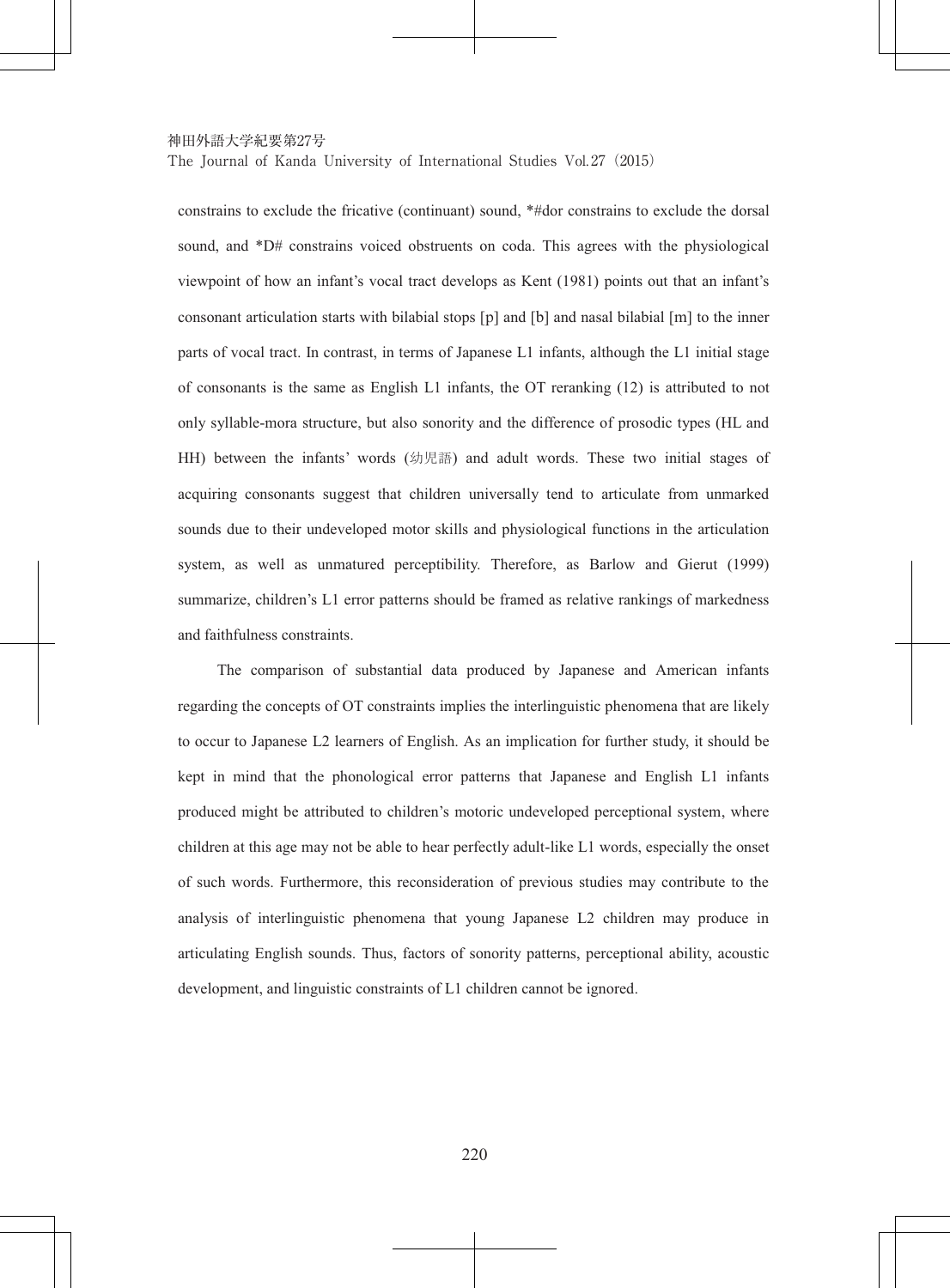constrains to exclude the fricative (continuant) sound, *#dor constrains to exclude the dorsal sound, and *D# constrains voiced obstruents on coda. This agrees with the physiological viewpoint of how an infant's vocal tract develops as Kent (1981) points out that an infant's consonant articulation starts with bilabial stops [p] and [b] and nasal bilabial [m] to the inner parts of vocal tract. In contrast, in terms of Japanese L1 infants, although the L1 initial stage of consonants is the same as English L1 infants, the OT reranking (12) is attributed to not only syllable-mora structure, but also sonority and the difference of prosodic types (HL and HH) between the infants' words (幼児語) and adult words. These two initial stages of acquiring consonants suggest that children universally tend to articulate from unmarked sounds due to their undeveloped motor skills and physiological functions in the articulation system, as well as unmatured perceptibility. Therefore, as Barlow and Gierut (1999) summarize, children's L1 error patterns should be framed as relative rankings of markedness and faithfulness constraints.

The comparison of substantial data produced by Japanese and American infants regarding the concepts of OT constraints implies the interlinguistic phenomena that are likely to occur to Japanese L2 learners of English. As an implication for further study, it should be kept in mind that the phonological error patterns that Japanese and English L1 infants produced might be attributed to children's motoric undeveloped perceptional system, where children at this age may not be able to hear perfectly adult-like L1 words, especially the onset of such words. Furthermore, this reconsideration of previous studies may contribute to the analysis of interlinguistic phenomena that young Japanese L2 children may produce in articulating English sounds. Thus, factors of sonority patterns, perceptional ability, acoustic development, and linguistic constraints of L1 children cannot be ignored.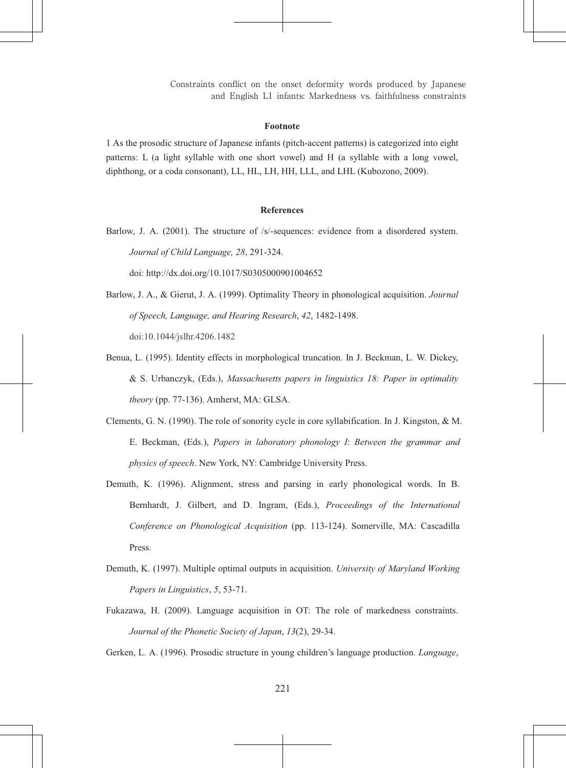## Footnote

1 As the prosodic structure of Japanese infants (pitch-accent patterns) is categorized into eight patterns: L (a light syllable with one short vowel) and H (a syllable with a long vowel, diphthong, or a coda consonant), LL, HL, LH, HH, LLL, and LHL (Kubozono, 2009).

## References

Barlow, J. A. (2001). The structure of /s/-sequences: evidence from a disordered system. *Journal of Child Language, 28*, 291-324. doi: http://dx.doi.org/10.1017/S0305000901004652

Barlow, J. A., & Gierut, J. A. (1999). Optimality Theory in phonological acquisition. *Journal of Speech, Language, and Hearing Research*, *42*, 1482-1498. doi:10.1044/jslhr.4206.1482

Benua, L. (1995). Identity effects in morphological truncation. In J. Beckman, L. W. Dickey, & S. Urbanczyk, (Eds.), *Massachusetts papers in linguistics 18: Paper in optimality theory* (pp. 77-136). Amherst, MA: GLSA.

Clements, G. N. (1990). The role of sonority cycle in core syllabification. In J. Kingston, & M. E. Beckman, (Eds.), *Papers in laboratory phonology I*: *Between the grammar and physics of speech*. New York, NY: Cambridge University Press.

Demuth, K. (1996). Alignment, stress and parsing in early phonological words. In B. Bernhardt, J. Gilbert, and D. Ingram, (Eds.), *Proceedings of the International Conference on Phonological Acquisition* (pp. 113-124). Somerville, MA: Cascadilla Press.

Demuth, K. (1997). Multiple optimal outputs in acquisition. *University of Maryland Working Papers in Linguistics*, *5*, 53-71.

Fukazawa, H. (2009). Language acquisition in OT: The role of markedness constraints. *Journal of the Phonetic Society of Japan*, *13*(2), 29-34.

Gerken, L. A. (1996). Prosodic structure in young children's language production. *Language*,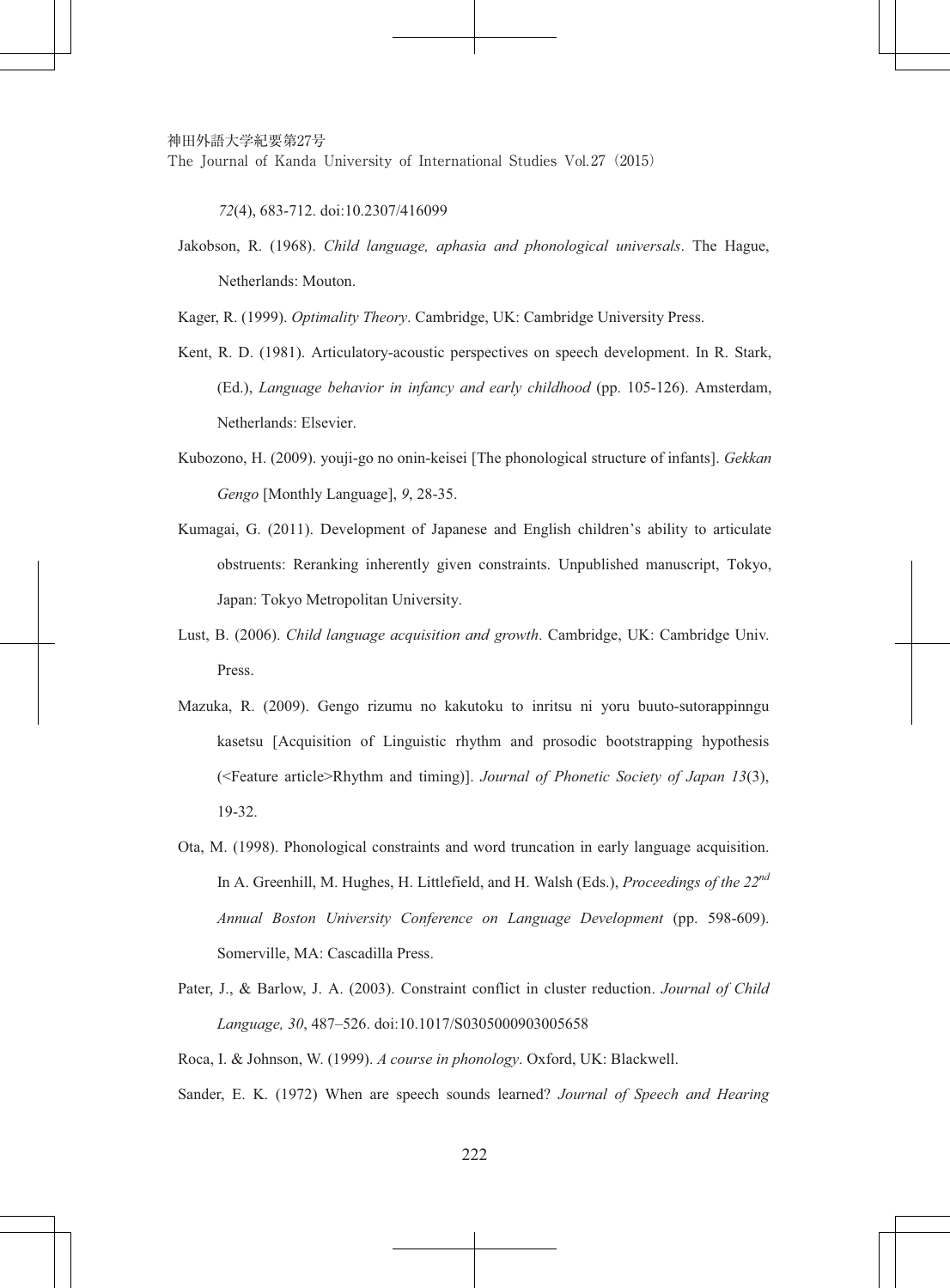*72*(4), 683-712. doi:10.2307/416099

Jakobson, R. (1968). *Child language, aphasia and phonological universals*. The Hague, Netherlands: Mouton.

Kager, R. (1999). *Optimality Theory*. Cambridge, UK: Cambridge University Press.

Kent, R. D. (1981). Articulatory-acoustic perspectives on speech development. In R. Stark, (Ed.), *Language behavior in infancy and early childhood* (pp. 105-126). Amsterdam, Netherlands: Elsevier.

Kubozono, H. (2009). youji-go no onin-keisei [The phonological structure of infants]. *Gekkan Gengo* [Monthly Language], *9*, 28-35.

Kumagai, G. (2011). Development of Japanese and English children's ability to articulate obstruents: Reranking inherently given constraints. Unpublished manuscript, Tokyo, Japan: Tokyo Metropolitan University.

Lust, B. (2006). *Child language acquisition and growth*. Cambridge, UK: Cambridge Univ. Press.

Mazuka, R. (2009). Gengo rizumu no kakutoku to inritsu ni yoru buuto-sutorappinngu kasetsu [Acquisition of Linguistic rhythm and prosodic bootstrapping hypothesis (<Feature article>Rhythm and timing)]. *Journal of Phonetic Society of Japan 13*(3), 19-32.

Ota, M. (1998). Phonological constraints and word truncation in early language acquisition. In A. Greenhill, M. Hughes, H. Littlefield, and H. Walsh (Eds.), *Proceedings of the 22nd Annual Boston University Conference on Language Development* (pp. 598-609). Somerville, MA: Cascadilla Press.

Pater, J., & Barlow, J. A. (2003). Constraint conflict in cluster reduction. *Journal of Child Language, 30*, 487–526. doi:10.1017/S0305000903005658

Roca, I. & Johnson, W. (1999). *A course in phonology*. Oxford, UK: Blackwell.

Sander, E. K. (1972) When are speech sounds learned? *Journal of Speech and Hearing*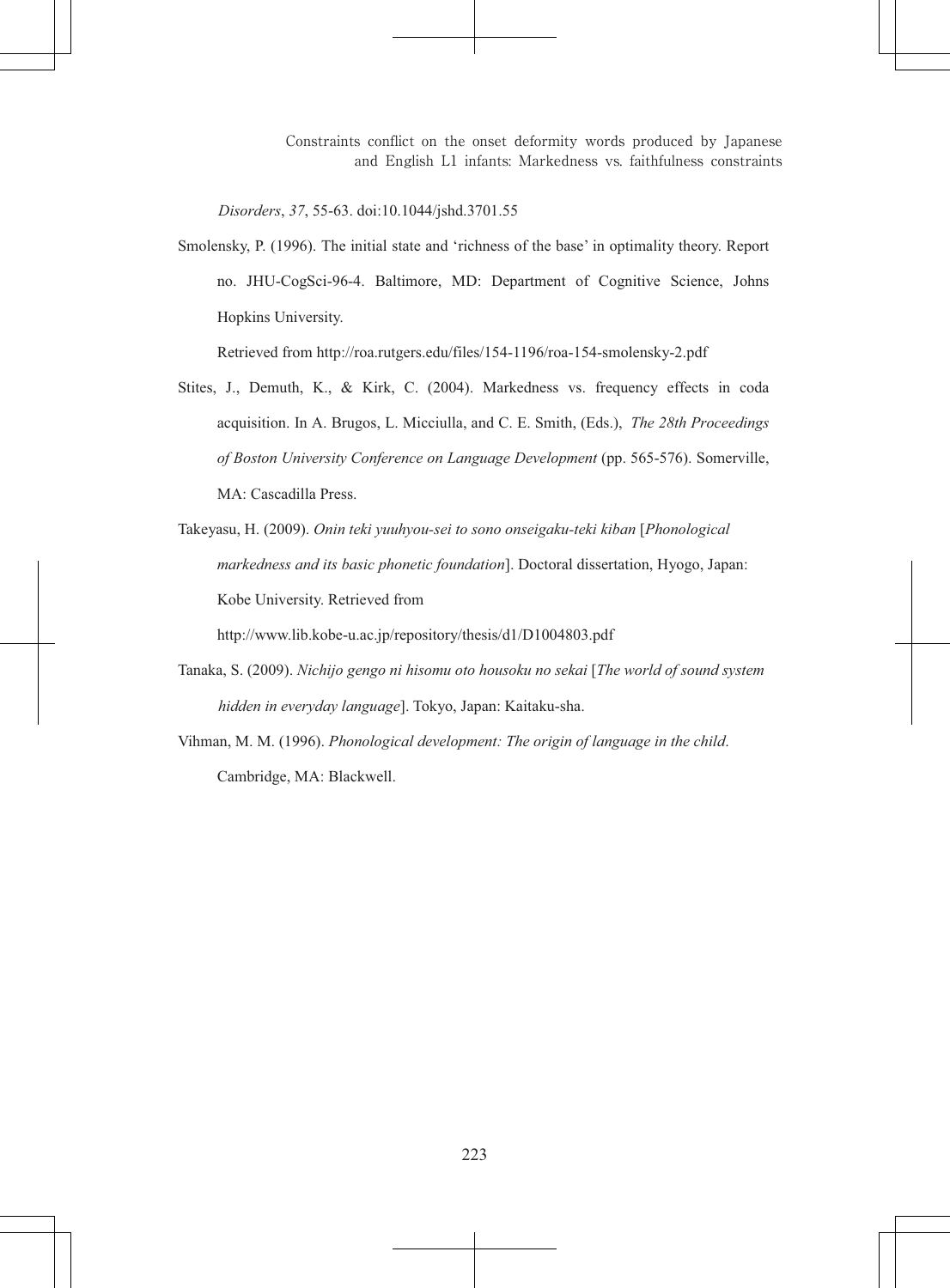*Disorders*, *37*, 55-63. doi:10.1044/jshd.3701.55

Smolensky, P. (1996). The initial state and 'richness of the base' in optimality theory. Report no. JHU-CogSci-96-4. Baltimore, MD: Department of Cognitive Science, Johns Hopkins University.

Retrieved from http://roa.rutgers.edu/files/154-1196/roa-154-smolensky-2.pdf

Stites, J., Demuth, K., & Kirk, C. (2004). Markedness vs. frequency effects in coda acquisition. In A. Brugos, L. Micciulla, and C. E. Smith, (Eds.), *The 28th Proceedings of Boston University Conference on Language Development* (pp. 565-576). Somerville, MA: Cascadilla Press.

Takeyasu, H. (2009). *Onin teki yuuhyou-sei to sono onseigaku-teki kiban* [*Phonological markedness and its basic phonetic foundation*]. Doctoral dissertation, Hyogo, Japan: Kobe University. Retrieved from

http://www.lib.kobe-u.ac.jp/repository/thesis/d1/D1004803.pdf

Tanaka, S. (2009). *Nichijo gengo ni hisomu oto housoku no sekai* [*The world of sound system hidden in everyday language*]. Tokyo, Japan: Kaitaku-sha.

Vihman, M. M. (1996). *Phonological development: The origin of language in the child*. Cambridge, MA: Blackwell.